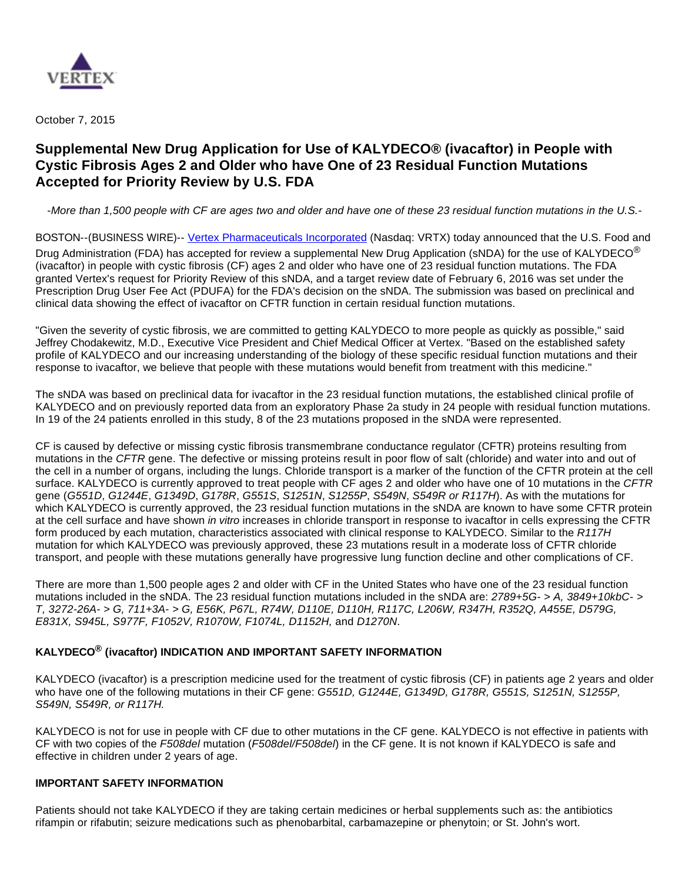October 7, 2015

# Supplemental New Drug Application for Use of KALYDECO® (ivacaftor) in People with Cystic Fibrosis Ages 2 and Older who have One of 23 Residual Function Mutations Accepted for Priority Review by U.S. FDA

*-More than 1,500 people with CF are ages two and older and have one of these 23 residual function mutations in the U.S.-*

BOSTON--(BUSINESS WIRE)-- Vertex Pharmaceuticals Incorporated (Nasdaq: VRTX) today announced that the U.S. Food and Drug Administration (FDA) has accepted for review a supplemental New Drug Application (sNDA) for the use of KALYDECO® (ivacaftor) in people with cystic fibrosis (CF) ages 2 and older who have one of 23 residual function mutations. The FDA granted Vertex's request for Priority Review of this sNDA, and a target review date of February 6, 2016 was set under the Prescription Drug User Fee Act (PDUFA) for the FDA's decision on the sNDA. The submission was based on preclinical and clinical data showing the effect of ivacaftor on CFTR function in certain residual function mutations.

"Given the severity of cystic fibrosis, we are committed to getting KALYDECO to more people as quickly as possible," said Jeffrey Chodakewitz, M.D., Executive Vice President and Chief Medical Officer at Vertex. "Based on the established safety profile of KALYDECO and our increasing understanding of the biology of these specific residual function mutations and their response to ivacaftor, we believe that people with these mutations would benefit from treatment with this medicine."

The sNDA was based on preclinical data for ivacaftor in the 23 residual function mutations, the established clinical profile of KALYDECO and on previously reported data from an exploratory Phase 2a study in 24 people with residual function mutations. In 19 of the 24 patients enrolled in this study, 8 of the 23 mutations proposed in the sNDA were represented.

CF is caused by defective or missing cystic fibrosis transmembrane conductance regulator (CFTR) proteins resulting from mutations in the *CFTR* gene. The defective or missing proteins result in poor flow of salt (chloride) and water into and out of the cell in a number of organs, including the lungs. Chloride transport is a marker of the function of the CFTR protein at the cell surface. KALYDECO is currently approved to treat people with CF ages 2 and older who have one of 10 mutations in the *CFTR* gene (*G551D*, *G1244E*, *G1349D*, *G178R*, *G551S*, *S1251N*, *S1255P*, *S549N*, *S549R or R117H*). As with the mutations for which KALYDECO is currently approved, the 23 residual function mutations in the sNDA are known to have some CFTR protein at the cell surface and have shown *in vitro* increases in chloride transport in response to ivacaftor in cells expressing the CFTR form produced by each mutation, characteristics associated with clinical response to KALYDECO. Similar to the *R117H* mutation for which KALYDECO was previously approved, these 23 mutations result in a moderate loss of CFTR chloride transport, and people with these mutations generally have progressive lung function decline and other complications of CF.

There are more than 1,500 people ages 2 and older with CF in the United States who have one of the 23 residual function mutations included in the sNDA. The 23 residual function mutations included in the sNDA are: *2789+5G- > A, 3849+10kbC- > T, 3272-26A- > G, 711+3A- > G, E56K, P67L, R74W, D110E, D110H, R117C, L206W, R347H, R352Q, A455E, D579G, E831X, S945L, S977F, F1052V, R1070W, F1074L, D1152H,* and *D1270N*.

### KALYDECO® (ivacaftor) INDICATION AND IMPORTANT SAFETY INFORMATION

KALYDECO (ivacaftor) is a prescription medicine used for the treatment of cystic fibrosis (CF) in patients age 2 years and older who have one of the following mutations in their CF gene: *G551D, G1244E, G1349D, G178R, G551S, S1251N, S1255P, S549N, S549R, or R117H.*

KALYDECO is not for use in people with CF due to other mutations in the CF gene. KALYDECO is not effective in patients with CF with two copies of the *F508del* mutation (*F508del/F508del*) in the CF gene. It is not known if KALYDECO is safe and effective in children under 2 years of age.

### IMPORTANT SAFETY INFORMATION

Patients should not take KALYDECO if they are taking certain medicines or herbal supplements such as: the antibiotics rifampin or rifabutin; seizure medications such as phenobarbital, carbamazepine or phenytoin; or St. John's wort.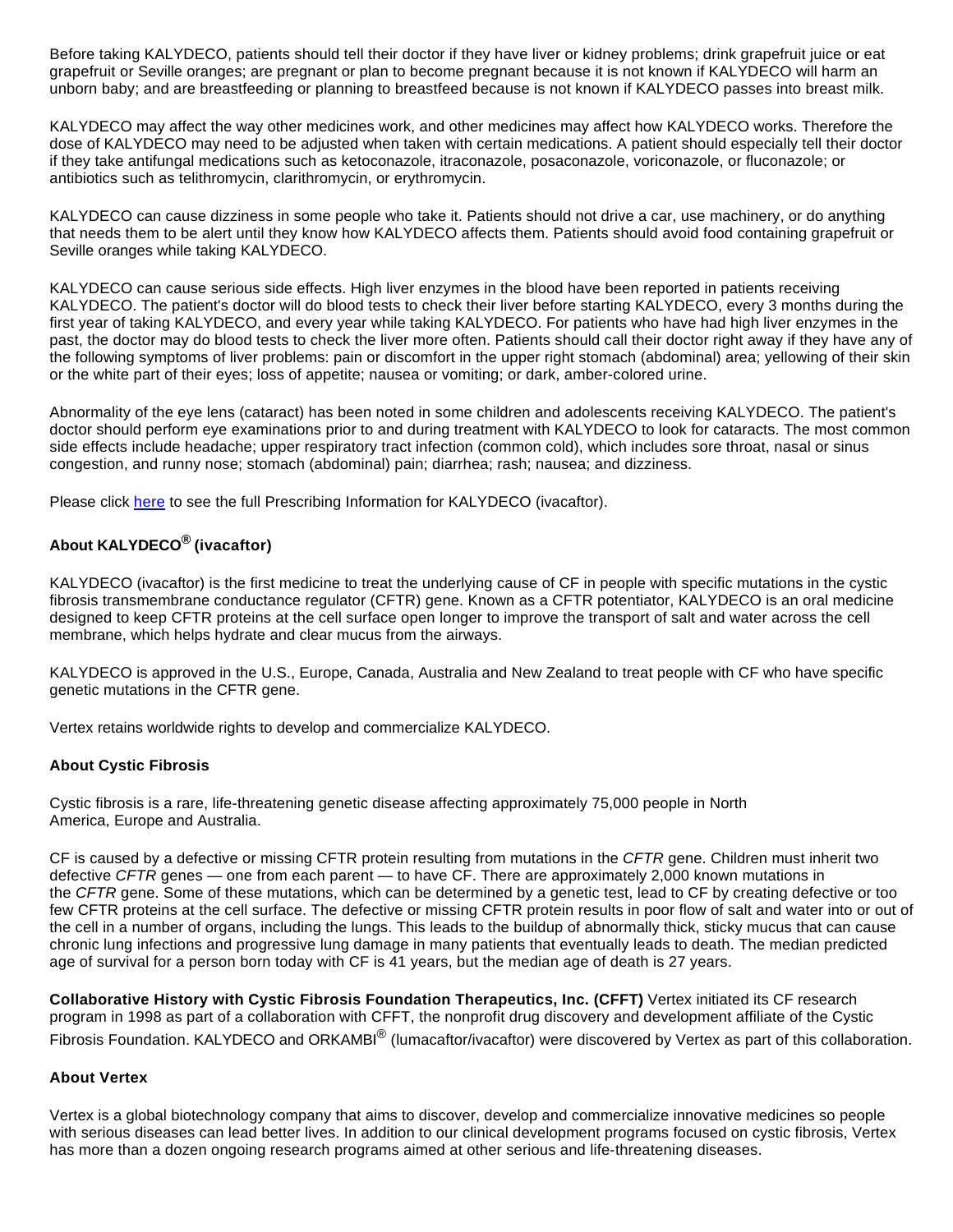Before taking KALYDECO, patients should tell their doctor if they have liver or kidney problems; drink grapefruit juice or eat grapefruit or Seville oranges; are pregnant or plan to become pregnant because it is not known if KALYDECO will harm an unborn baby; and are breastfeeding or planning to breastfeed because is not known if KALYDECO passes into breast milk.

KALYDECO may affect the way other medicines work, and other medicines may affect how KALYDECO works. Therefore the dose of KALYDECO may need to be adjusted when taken with certain medications. A patient should especially tell their doctor if they take antifungal medications such as ketoconazole, itraconazole, posaconazole, voriconazole, or fluconazole; or antibiotics such as telithromycin, clarithromycin, or erythromycin.

KALYDECO can cause dizziness in some people who take it. Patients should not drive a car, use machinery, or do anything that needs them to be alert until they know how KALYDECO affects them. Patients should avoid food containing grapefruit or Seville oranges while taking KALYDECO.

KALYDECO can cause serious side effects. High liver enzymes in the blood have been reported in patients receiving KALYDECO. The patient's doctor will do blood tests to check their liver before starting KALYDECO, every 3 months during the first year of taking KALYDECO, and every year while taking KALYDECO. For patients who have had high liver enzymes in the past, the doctor may do blood tests to check the liver more often. Patients should call their doctor right away if they have any of the following symptoms of liver problems: pain or discomfort in the upper right stomach (abdominal) area; yellowing of their skin or the white part of their eyes; loss of appetite; nausea or vomiting; or dark, amber-colored urine.

Abnormality of the eye lens (cataract) has been noted in some children and adolescents receiving KALYDECO. The patient's doctor should perform eye examinations prior to and during treatment with KALYDECO to look for cataracts. The most common side effects include headache; upper respiratory tract infection (common cold), which includes sore throat, nasal or sinus congestion, and runny nose; stomach (abdominal) pain; diarrhea; rash; nausea; and dizziness.

Please click here to see the full Prescribing Information for KALYDECO (ivacaftor).

**About KALYDECO® (ivacaftor)**

KALYDECO (ivacaftor) is the first medicine to treat the underlying cause of CF in people with specific mutations in the cystic fibrosis transmembrane conductance regulator (CFTR) gene. Known as a CFTR potentiator, KALYDECO is an oral medicine designed to keep CFTR proteins at the cell surface open longer to improve the transport of salt and water across the cell membrane, which helps hydrate and clear mucus from the airways.

KALYDECO is approved in the U.S., Europe, Canada, Australia and New Zealand to treat people with CF who have specific genetic mutations in the CFTR gene.

Vertex retains worldwide rights to develop and commercialize KALYDECO.

**About Cystic Fibrosis**

Cystic fibrosis is a rare, life-threatening genetic disease affecting approximately 75,000 people in North America, Europe and Australia.

CF is caused by a defective or missing CFTR protein resulting from mutations in the *CFTR* gene. Children must inherit two defective *CFTR* genes — one from each parent — to have CF. There are approximately 2,000 known mutations in the *CFTR* gene. Some of these mutations, which can be determined by a genetic test, lead to CF by creating defective or too few CFTR proteins at the cell surface. The defective or missing CFTR protein results in poor flow of salt and water into or out of the cell in a number of organs, including the lungs. This leads to the buildup of abnormally thick, sticky mucus that can cause chronic lung infections and progressive lung damage in many patients that eventually leads to death. The median predicted age of survival for a person born today with CF is 41 years, but the median age of death is 27 years.

**Collaborative History with Cystic Fibrosis Foundation Therapeutics, Inc. (CFFT)** Vertex initiated its CF research program in 1998 as part of a collaboration with CFFT, the nonprofit drug discovery and development affiliate of the Cystic Fibrosis Foundation. KALYDECO and ORKAMBI® (lumacaftor/ivacaftor) were discovered by Vertex as part of this collaboration.

**About Vertex**

Vertex is a global biotechnology company that aims to discover, develop and commercialize innovative medicines so people with serious diseases can lead better lives. In addition to our clinical development programs focused on cystic fibrosis, Vertex has more than a dozen ongoing research programs aimed at other serious and life-threatening diseases.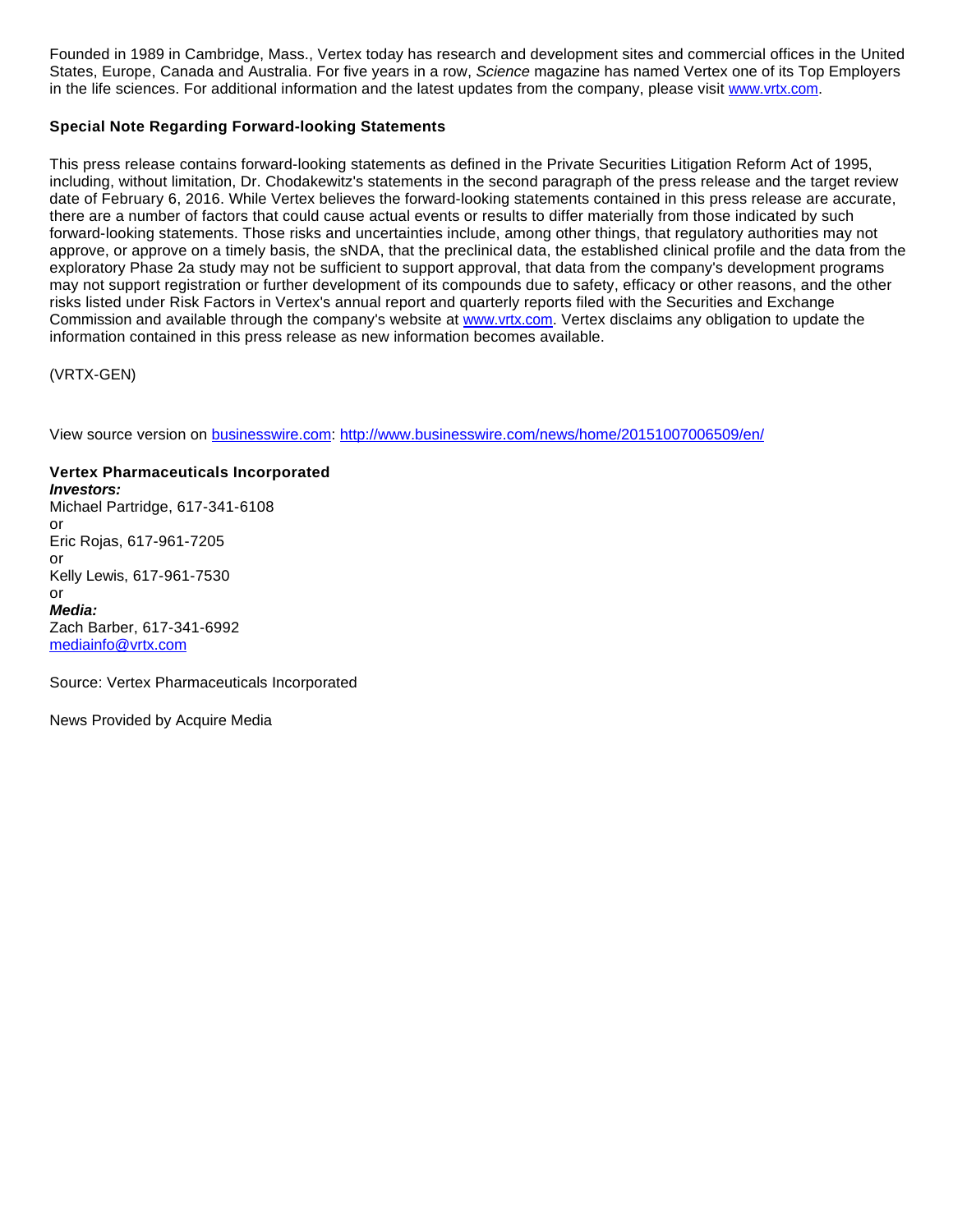Founded in 1989 in Cambridge, Mass., Vertex today has research and development sites and commercial offices in the United States, Europe, Canada and Australia. For five years in a row, *Science* magazine has named Vertex one of its Top Employers in the life sciences. For additional information and the latest updates from the company, please visit [www.vrtx.com](http://www.vrtx.com).

### Special Note Regarding Forward-looking Statements

This press release contains forward-looking statements as defined in the Private Securities Litigation Reform Act of 1995, including, without limitation, Dr. Chodakewitz's statements in the second paragraph of the press release and the target review date of February 6, 2016. While Vertex believes the forward-looking statements contained in this press release are accurate, there are a number of factors that could cause actual events or results to differ materially from those indicated by such forward-looking statements. Those risks and uncertainties include, among other things, that regulatory authorities may not approve, or approve on a timely basis, the sNDA, that the preclinical data, the established clinical profile and the data from the exploratory Phase 2a study may not be sufficient to support approval, that data from the company's development programs may not support registration or further development of its compounds due to safety, efficacy or other reasons, and the other risks listed under Risk Factors in Vertex's annual report and quarterly reports filed with the Securities and Exchange Commission and available through the company's website at [www.vrtx.com](http://www.vrtx.com). Vertex disclaims any obligation to update the information contained in this press release as new information becomes available.

(VRTX-GEN)

View source version on [businesswire.com](http://businesswire.com): [http://www.businesswire.com/news/home/20151007006509/en/](http://www.businesswire.com/news/home/20151007006509/en/)

**Vertex Pharmaceuticals Incorporated**
***Investors:***
Michael Partridge, 617-341-6108
or
Eric Rojas, 617-961-7205
or
Kelly Lewis, 617-961-7530
or
***Media:***
Zach Barber, 617-341-6992
[mediainfo@vrtx.com](mailto:mediainfo@vrtx.com)

Source: Vertex Pharmaceuticals Incorporated

News Provided by Acquire Media